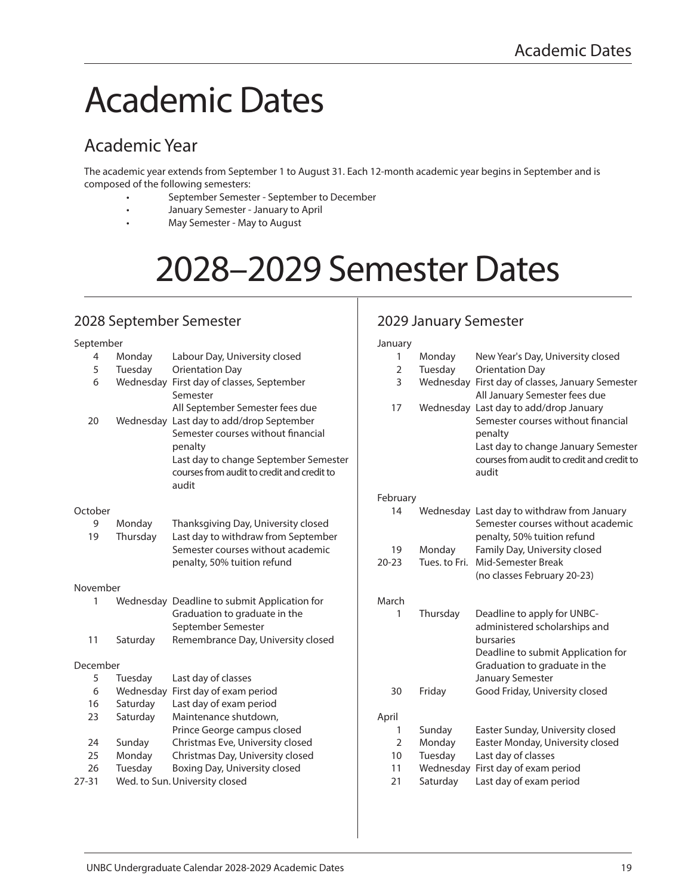# Academic Dates

## Academic Year

The academic year extends from September 1 to August 31. Each 12-month academic year begins in September and is composed of the following semesters:

- September Semester - September to December
- January Semester - January to April
- May Semester - May to August

# 2028–2029 Semester Dates

## 2028 September Semester

**September**

| Date | Day | Event |
|---|---|---|
| 4 | Monday | Labour Day, University closed |
| 5 | Tuesday | Orientation Day |
| 6 | Wednesday | First day of classes, September Semester<br>All September Semester fees due |
| 20 | Wednesday | Last day to add/drop September Semester courses without financial penalty<br>Last day to change September Semester courses from audit to credit and credit to audit |

**October**

| Date | Day | Event |
|---|---|---|
| 9 | Monday | Thanksgiving Day, University closed |
| 19 | Thursday | Last day to withdraw from September Semester courses without academic penalty, 50% tuition refund |

**November**

| Date | Day | Event |
|---|---|---|
| 1 | Wednesday | Deadline to submit Application for Graduation to graduate in the September Semester |
| 11 | Saturday | Remembrance Day, University closed |

**December**

| Date | Day | Event |
|---|---|---|
| 5 | Tuesday | Last day of classes |
| 6 | Wednesday | First day of exam period |
| 16 | Saturday | Last day of exam period |
| 23 | Saturday | Maintenance shutdown, Prince George campus closed |
| 24 | Sunday | Christmas Eve, University closed |
| 25 | Monday | Christmas Day, University closed |
| 26 | Tuesday | Boxing Day, University closed |
| 27-31 | Wed. to Sun. | University closed |

## 2029 January Semester

**January**

| Date | Day | Event |
|---|---|---|
| 1 | Monday | New Year's Day, University closed |
| 2 | Tuesday | Orientation Day |
| 3 | Wednesday | First day of classes, January Semester<br>All January Semester fees due |
| 17 | Wednesday | Last day to add/drop January Semester courses without financial penalty<br>Last day to change January Semester courses from audit to credit and credit to audit |

**February**

| Date | Day | Event |
|---|---|---|
| 14 | Wednesday | Last day to withdraw from January Semester courses without academic penalty, 50% tuition refund |
| 19 | Monday | Family Day, University closed |
| 20-23 | Tues. to Fri. | Mid-Semester Break (no classes February 20-23) |

**March**

| Date | Day | Event |
|---|---|---|
| 1 | Thursday | Deadline to apply for UNBC-administered scholarships and bursaries<br>Deadline to submit Application for Graduation to graduate in the January Semester |
| 30 | Friday | Good Friday, University closed |

**April**

| Date | Day | Event |
|---|---|---|
| 1 | Sunday | Easter Sunday, University closed |
| 2 | Monday | Easter Monday, University closed |
| 10 | Tuesday | Last day of classes |
| 11 | Wednesday | First day of exam period |
| 21 | Saturday | Last day of exam period |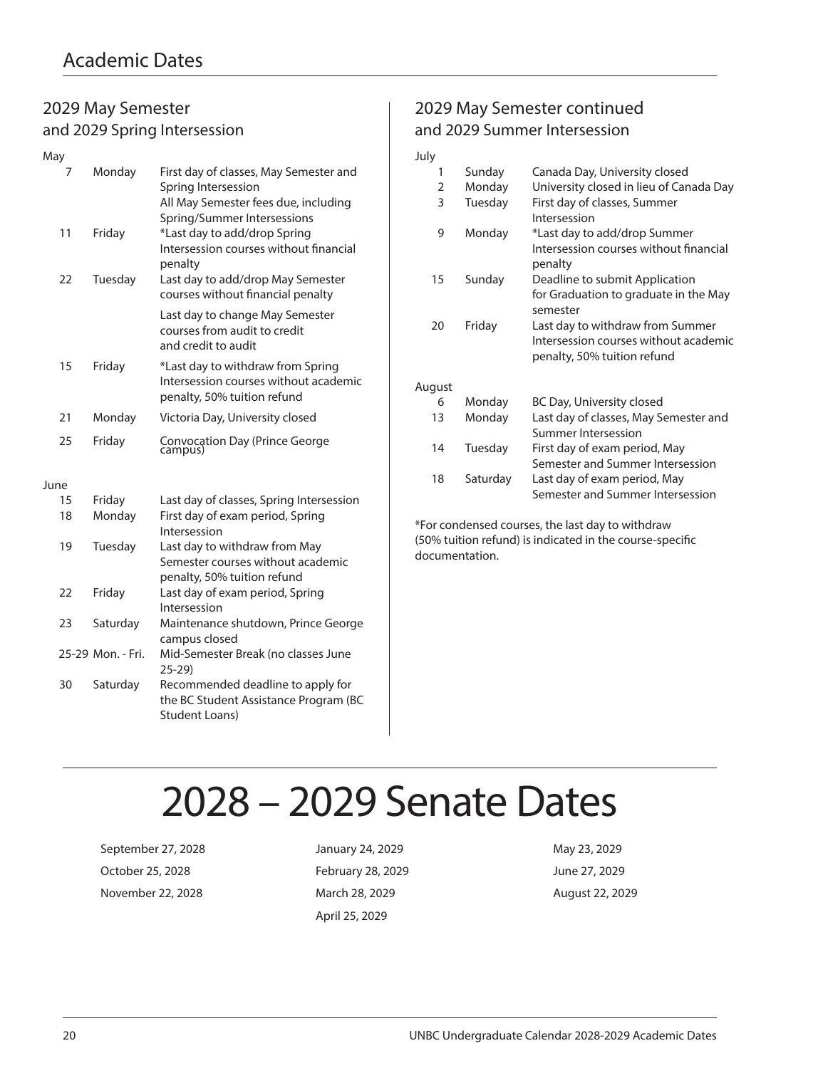# Academic Dates

## 2029 May Semester and 2029 Spring Intersession

**May**

| | | |
|---|---|---|
| 7 | Monday | First day of classes, May Semester and Spring Intersession<br>All May Semester fees due, including Spring/Summer Intersessions |
| 11 | Friday | *Last day to add/drop Spring Intersession courses without financial penalty |
| 22 | Tuesday | Last day to add/drop May Semester courses without financial penalty<br>Last day to change May Semester courses from audit to credit and credit to audit |
| 15 | Friday | *Last day to withdraw from Spring Intersession courses without academic penalty, 50% tuition refund |
| 21 | Monday | Victoria Day, University closed |
| 25 | Friday | Convocation Day (Prince George campus) |

**June**

| | | |
|---|---|---|
| 15 | Friday | Last day of classes, Spring Intersession |
| 18 | Monday | First day of exam period, Spring Intersession |
| 19 | Tuesday | Last day to withdraw from May Semester courses without academic penalty, 50% tuition refund |
| 22 | Friday | Last day of exam period, Spring Intersession |
| 23 | Saturday | Maintenance shutdown, Prince George campus closed |
| 25-29 | Mon. - Fri. | Mid-Semester Break (no classes June 25-29) |
| 30 | Saturday | Recommended deadline to apply for the BC Student Assistance Program (BC Student Loans) |

## 2029 May Semester continued and 2029 Summer Intersession

**July**

| | | |
|---|---|---|
| 1 | Sunday | Canada Day, University closed |
| 2 | Monday | University closed in lieu of Canada Day |
| 3 | Tuesday | First day of classes, Summer Intersession |
| 9 | Monday | *Last day to add/drop Summer Intersession courses without financial penalty |
| 15 | Sunday | Deadline to submit Application for Graduation to graduate in the May semester |
| 20 | Friday | Last day to withdraw from Summer Intersession courses without academic penalty, 50% tuition refund |

**August**

| | | |
|---|---|---|
| 6 | Monday | BC Day, University closed |
| 13 | Monday | Last day of classes, May Semester and Summer Intersession |
| 14 | Tuesday | First day of exam period, May Semester and Summer Intersession |
| 18 | Saturday | Last day of exam period, May Semester and Summer Intersession |

*For condensed courses, the last day to withdraw (50% tuition refund) is indicated in the course-specific documentation.

# 2028 – 2029 Senate Dates

- September 27, 2028
- October 25, 2028
- November 22, 2028
- January 24, 2029
- February 28, 2029
- March 28, 2029
- April 25, 2029
- May 23, 2029
- June 27, 2029
- August 22, 2029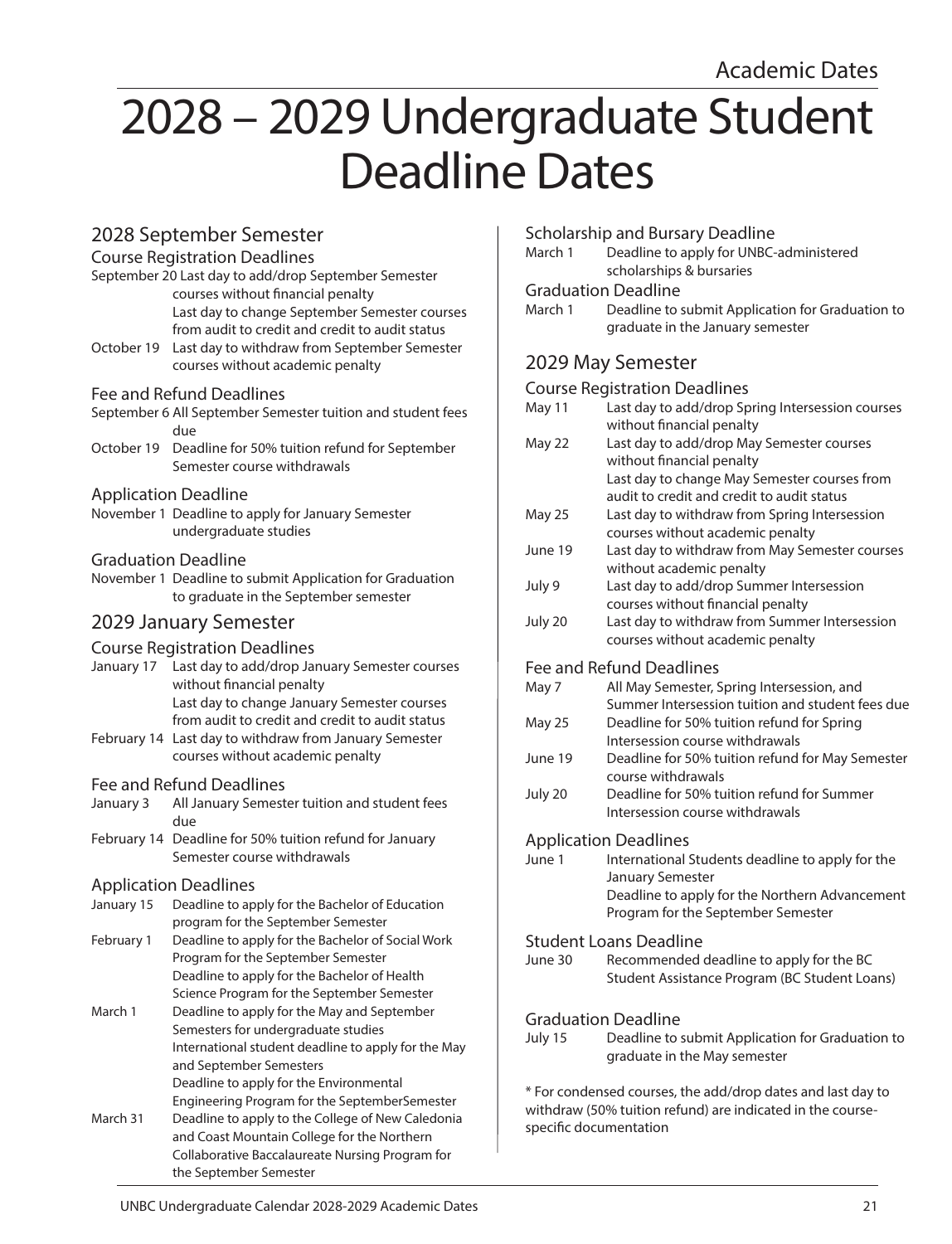# 2028 – 2029 Undergraduate Student Deadline Dates

## 2028 September Semester

### Course Registration Deadlines

September 20 Last day to add/drop September Semester courses without financial penalty
Last day to change September Semester courses from audit to credit and credit to audit status

October 19 Last day to withdraw from September Semester courses without academic penalty

### Fee and Refund Deadlines

September 6 All September Semester tuition and student fees due

October 19 Deadline for 50% tuition refund for September Semester course withdrawals

### Application Deadline

November 1 Deadline to apply for January Semester undergraduate studies

### Graduation Deadline

November 1 Deadline to submit Application for Graduation to graduate in the September semester

## 2029 January Semester

### Course Registration Deadlines

January 17 Last day to add/drop January Semester courses without financial penalty
Last day to change January Semester courses from audit to credit and credit to audit status

February 14 Last day to withdraw from January Semester courses without academic penalty

### Fee and Refund Deadlines

January 3 All January Semester tuition and student fees due

February 14 Deadline for 50% tuition refund for January Semester course withdrawals

### Application Deadlines

January 15 Deadline to apply for the Bachelor of Education program for the September Semester

February 1 Deadline to apply for the Bachelor of Social Work Program for the September Semester
Deadline to apply for the Bachelor of Health Science Program for the September Semester

March 1 Deadline to apply for the May and September Semesters for undergraduate studies
International student deadline to apply for the May and September Semesters
Deadline to apply for the Environmental Engineering Program for the SeptemberSemester

March 31 Deadline to apply to the College of New Caledonia and Coast Mountain College for the Northern Collaborative Baccalaureate Nursing Program for the September Semester

### Scholarship and Bursary Deadline

March 1 Deadline to apply for UNBC-administered scholarships & bursaries

### Graduation Deadline

March 1 Deadline to submit Application for Graduation to graduate in the January semester

## 2029 May Semester

### Course Registration Deadlines

May 11 Last day to add/drop Spring Intersession courses without financial penalty

May 22 Last day to add/drop May Semester courses without financial penalty
Last day to change May Semester courses from audit to credit and credit to audit status

May 25 Last day to withdraw from Spring Intersession courses without academic penalty

June 19 Last day to withdraw from May Semester courses without academic penalty

July 9 Last day to add/drop Summer Intersession courses without financial penalty

July 20 Last day to withdraw from Summer Intersession courses without academic penalty

### Fee and Refund Deadlines

May 7 All May Semester, Spring Intersession, and Summer Intersession tuition and student fees due

May 25 Deadline for 50% tuition refund for Spring Intersession course withdrawals

June 19 Deadline for 50% tuition refund for May Semester course withdrawals

July 20 Deadline for 50% tuition refund for Summer Intersession course withdrawals

### Application Deadlines

June 1 International Students deadline to apply for the January Semester
Deadline to apply for the Northern Advancement Program for the September Semester

### Student Loans Deadline

June 30 Recommended deadline to apply for the BC Student Assistance Program (BC Student Loans)

### Graduation Deadline

July 15 Deadline to submit Application for Graduation to graduate in the May semester

* For condensed courses, the add/drop dates and last day to withdraw (50% tuition refund) are indicated in the course-specific documentation